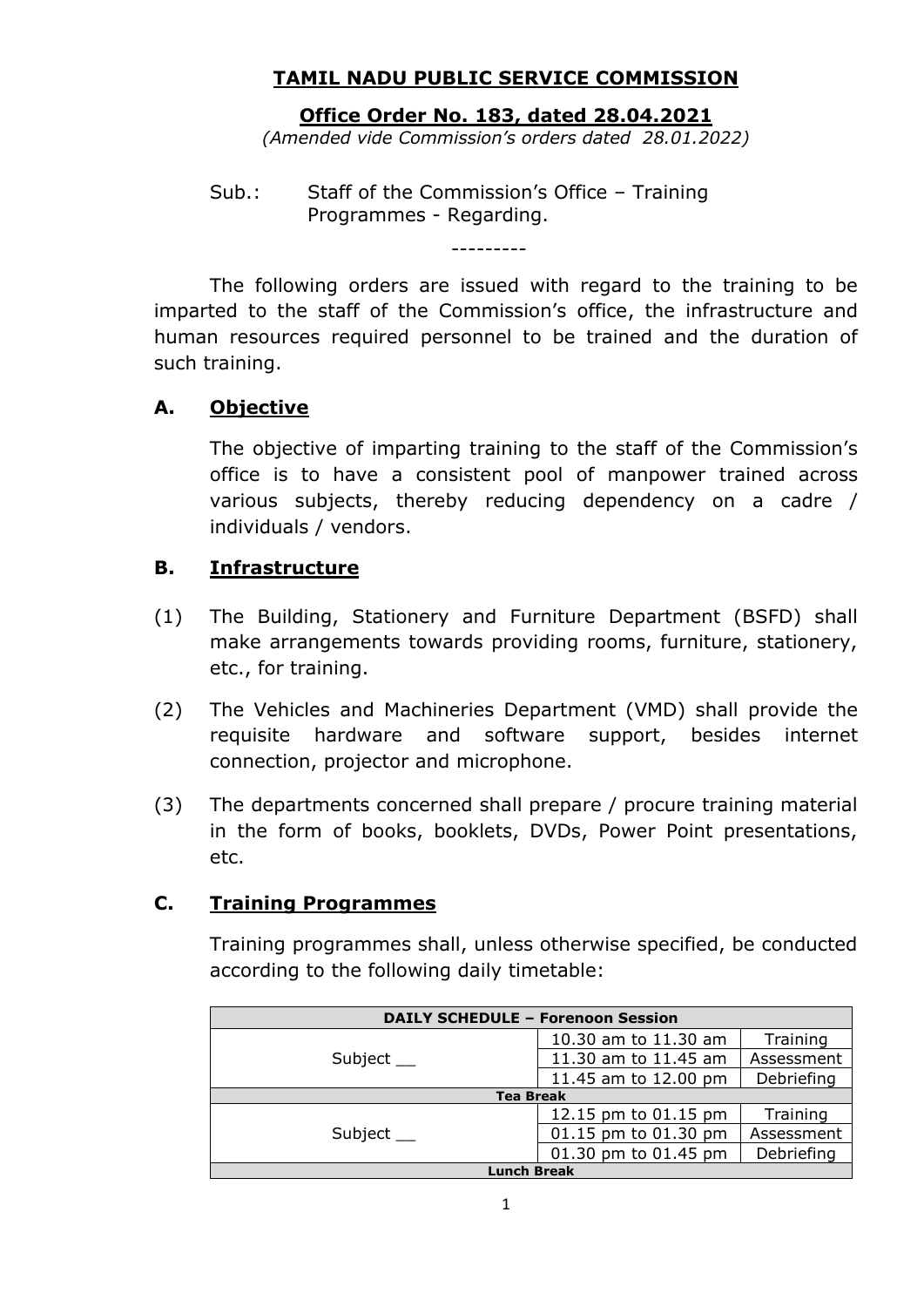# TAMIL NADU PUBLIC SERVICE COMMISSION

## Office Order No. 183, dated 28.04.2021

*(Amended vide Commission's orders dated 28.01.2022)*

Sub.: Staff of the Commission's Office – Training Programmes - Regarding.

---------

The following orders are issued with regard to the training to be imparted to the staff of the Commission's office, the infrastructure and human resources required personnel to be trained and the duration of such training.

## A. Objective

The objective of imparting training to the staff of the Commission's office is to have a consistent pool of manpower trained across various subjects, thereby reducing dependency on a cadre / individuals / vendors.

## B. Infrastructure

(1) The Building, Stationery and Furniture Department (BSFD) shall make arrangements towards providing rooms, furniture, stationery, etc., for training.

(2) The Vehicles and Machineries Department (VMD) shall provide the requisite hardware and software support, besides internet connection, projector and microphone.

(3) The departments concerned shall prepare / procure training material in the form of books, booklets, DVDs, Power Point presentations, etc.

## C. Training Programmes

Training programmes shall, unless otherwise specified, be conducted according to the following daily timetable:

| DAILY SCHEDULE – Forenoon Session | | |
|---|---|---|
| Subject __ | 10.30 am to 11.30 am | Training |
| | 11.30 am to 11.45 am | Assessment |
| | 11.45 am to 12.00 pm | Debriefing |
| Tea Break | | |
| Subject __ | 12.15 pm to 01.15 pm | Training |
| | 01.15 pm to 01.30 pm | Assessment |
| | 01.30 pm to 01.45 pm | Debriefing |
| Lunch Break | | |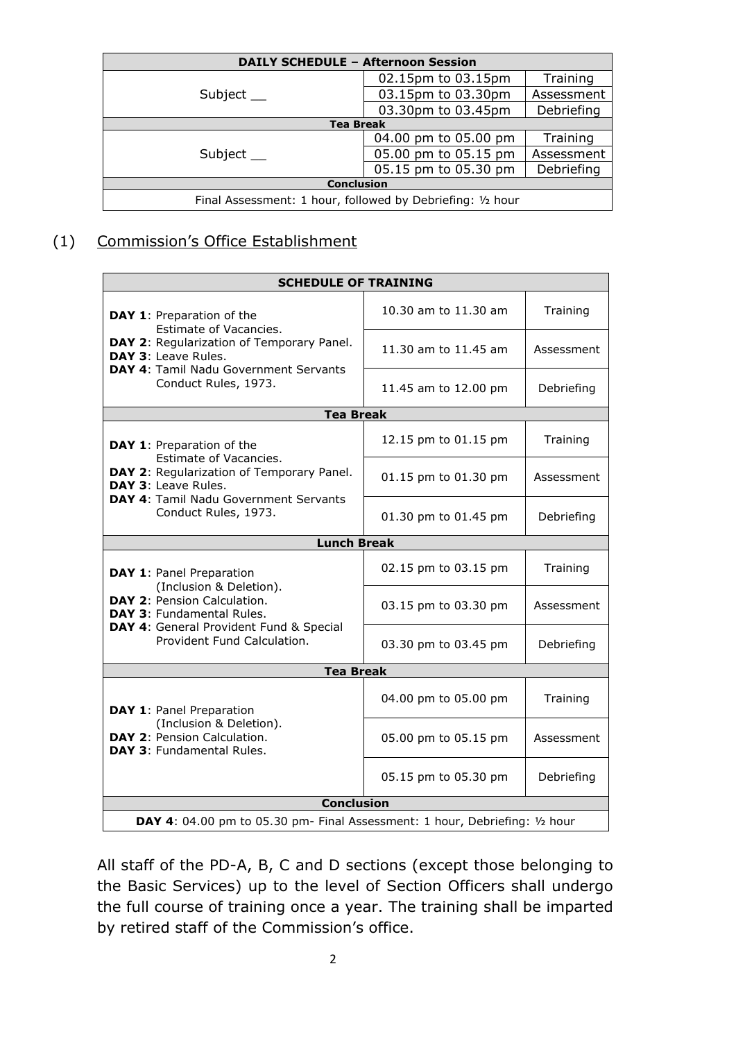| DAILY SCHEDULE – Afternoon Session | | |
|---|---|---|
| Subject __ | 02.15pm to 03.15pm | Training |
| | 03.15pm to 03.30pm | Assessment |
| | 03.30pm to 03.45pm | Debriefing |
| **Tea Break** | | |
| Subject __ | 04.00 pm to 05.00 pm | Training |
| | 05.00 pm to 05.15 pm | Assessment |
| | 05.15 pm to 05.30 pm | Debriefing |
| **Conclusion** | | |
| Final Assessment: 1 hour, followed by Debriefing: ½ hour | | |

(1) Commission's Office Establishment

| SCHEDULE OF TRAINING | | |
|---|---|---|
| **DAY 1**: Preparation of the Estimate of Vacancies.<br>**DAY 2**: Regularization of Temporary Panel.<br>**DAY 3**: Leave Rules.<br>**DAY 4**: Tamil Nadu Government Servants Conduct Rules, 1973. | 10.30 am to 11.30 am | Training |
| | 11.30 am to 11.45 am | Assessment |
| | 11.45 am to 12.00 pm | Debriefing |
| **Tea Break** | | |
| **DAY 1**: Preparation of the Estimate of Vacancies.<br>**DAY 2**: Regularization of Temporary Panel.<br>**DAY 3**: Leave Rules.<br>**DAY 4**: Tamil Nadu Government Servants Conduct Rules, 1973. | 12.15 pm to 01.15 pm | Training |
| | 01.15 pm to 01.30 pm | Assessment |
| | 01.30 pm to 01.45 pm | Debriefing |
| **Lunch Break** | | |
| **DAY 1**: Panel Preparation (Inclusion & Deletion).<br>**DAY 2**: Pension Calculation.<br>**DAY 3**: Fundamental Rules.<br>**DAY 4**: General Provident Fund & Special Provident Fund Calculation. | 02.15 pm to 03.15 pm | Training |
| | 03.15 pm to 03.30 pm | Assessment |
| | 03.30 pm to 03.45 pm | Debriefing |
| **Tea Break** | | |
| **DAY 1**: Panel Preparation (Inclusion & Deletion).<br>**DAY 2**: Pension Calculation.<br>**DAY 3**: Fundamental Rules. | 04.00 pm to 05.00 pm | Training |
| | 05.00 pm to 05.15 pm | Assessment |
| | 05.15 pm to 05.30 pm | Debriefing |
| **Conclusion** | | |
| **DAY 4**: 04.00 pm to 05.30 pm- Final Assessment: 1 hour, Debriefing: ½ hour | | |

All staff of the PD-A, B, C and D sections (except those belonging to the Basic Services) up to the level of Section Officers shall undergo the full course of training once a year. The training shall be imparted by retired staff of the Commission's office.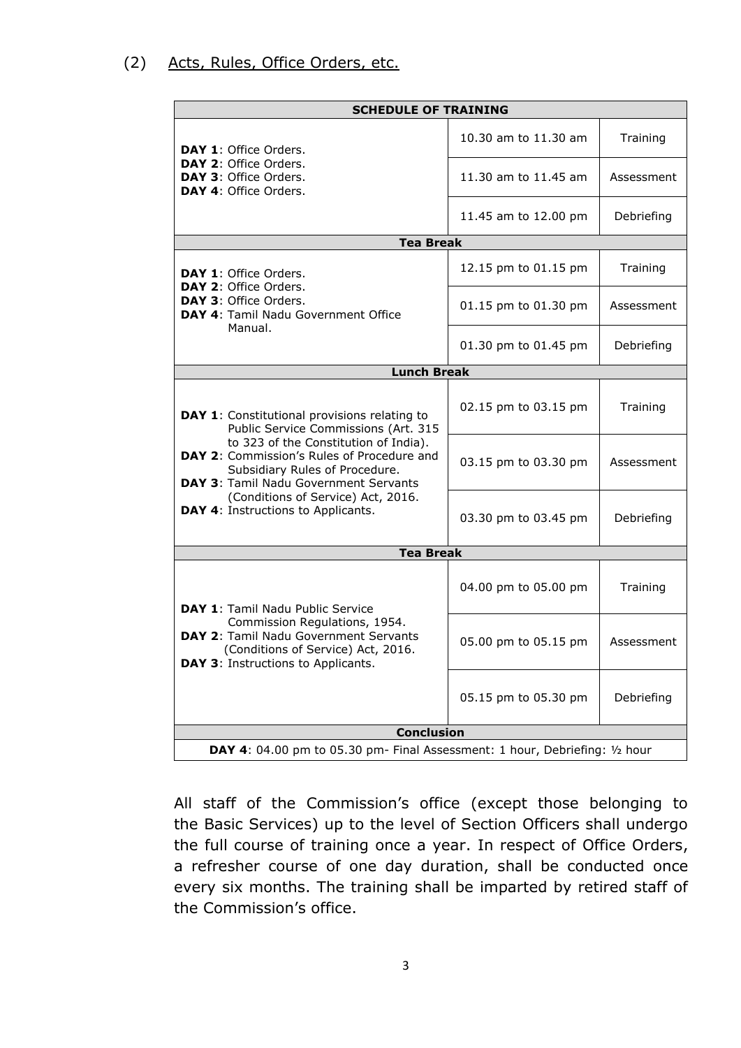(2) Acts, Rules, Office Orders, etc.

| SCHEDULE OF TRAINING | | |
|---|---|---|
| **DAY 1**: Office Orders.<br>**DAY 2**: Office Orders.<br>**DAY 3**: Office Orders.<br>**DAY 4**: Office Orders. | 10.30 am to 11.30 am | Training |
| | 11.30 am to 11.45 am | Assessment |
| | 11.45 am to 12.00 pm | Debriefing |
| **Tea Break** | | |
| **DAY 1**: Office Orders.<br>**DAY 2**: Office Orders.<br>**DAY 3**: Office Orders.<br>**DAY 4**: Tamil Nadu Government Office Manual. | 12.15 pm to 01.15 pm | Training |
| | 01.15 pm to 01.30 pm | Assessment |
| | 01.30 pm to 01.45 pm | Debriefing |
| **Lunch Break** | | |
| **DAY 1**: Constitutional provisions relating to Public Service Commissions (Art. 315 to 323 of the Constitution of India).<br>**DAY 2**: Commission's Rules of Procedure and Subsidiary Rules of Procedure.<br>**DAY 3**: Tamil Nadu Government Servants (Conditions of Service) Act, 2016.<br>**DAY 4**: Instructions to Applicants. | 02.15 pm to 03.15 pm | Training |
| | 03.15 pm to 03.30 pm | Assessment |
| | 03.30 pm to 03.45 pm | Debriefing |
| **Tea Break** | | |
| **DAY 1**: Tamil Nadu Public Service Commission Regulations, 1954.<br>**DAY 2**: Tamil Nadu Government Servants (Conditions of Service) Act, 2016.<br>**DAY 3**: Instructions to Applicants. | 04.00 pm to 05.00 pm | Training |
| | 05.00 pm to 05.15 pm | Assessment |
| | 05.15 pm to 05.30 pm | Debriefing |
| **Conclusion** | | |
| **DAY 4**: 04.00 pm to 05.30 pm- Final Assessment: 1 hour, Debriefing: ½ hour | | |

All staff of the Commission's office (except those belonging to the Basic Services) up to the level of Section Officers shall undergo the full course of training once a year. In respect of Office Orders, a refresher course of one day duration, shall be conducted once every six months. The training shall be imparted by retired staff of the Commission's office.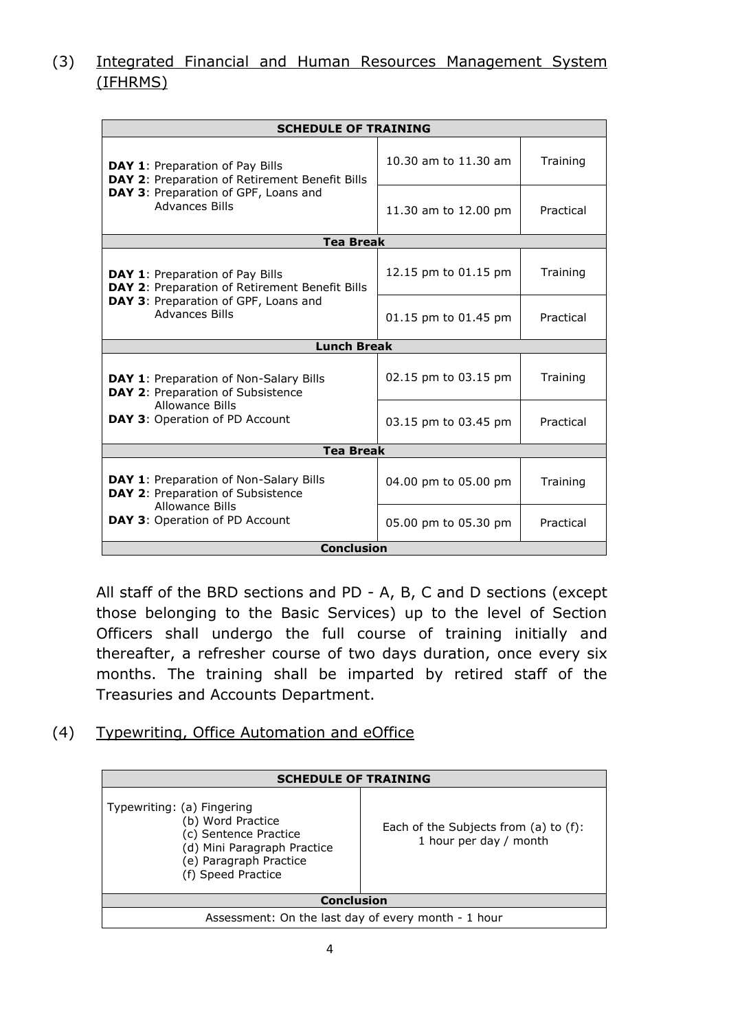(3) Integrated Financial and Human Resources Management System (IFHRMS)

| SCHEDULE OF TRAINING | | |
|---|---|---|
| **DAY 1**: Preparation of Pay Bills<br>**DAY 2**: Preparation of Retirement Benefit Bills<br>**DAY 3**: Preparation of GPF, Loans and Advances Bills | 10.30 am to 11.30 am | Training |
| | 11.30 am to 12.00 pm | Practical |
| **Tea Break** | | |
| **DAY 1**: Preparation of Pay Bills<br>**DAY 2**: Preparation of Retirement Benefit Bills<br>**DAY 3**: Preparation of GPF, Loans and Advances Bills | 12.15 pm to 01.15 pm | Training |
| | 01.15 pm to 01.45 pm | Practical |
| **Lunch Break** | | |
| **DAY 1**: Preparation of Non-Salary Bills<br>**DAY 2**: Preparation of Subsistence Allowance Bills<br>**DAY 3**: Operation of PD Account | 02.15 pm to 03.15 pm | Training |
| | 03.15 pm to 03.45 pm | Practical |
| **Tea Break** | | |
| **DAY 1**: Preparation of Non-Salary Bills<br>**DAY 2**: Preparation of Subsistence Allowance Bills<br>**DAY 3**: Operation of PD Account | 04.00 pm to 05.00 pm | Training |
| | 05.00 pm to 05.30 pm | Practical |
| **Conclusion** | | |

All staff of the BRD sections and PD - A, B, C and D sections (except those belonging to the Basic Services) up to the level of Section Officers shall undergo the full course of training initially and thereafter, a refresher course of two days duration, once every six months. The training shall be imparted by retired staff of the Treasuries and Accounts Department.

(4) Typewriting, Office Automation and eOffice

| SCHEDULE OF TRAINING | |
|---|---|
| Typewriting: (a) Fingering<br>(b) Word Practice<br>(c) Sentence Practice<br>(d) Mini Paragraph Practice<br>(e) Paragraph Practice<br>(f) Speed Practice | Each of the Subjects from (a) to (f): 1 hour per day / month |
| **Conclusion** | |
| Assessment: On the last day of every month - 1 hour | |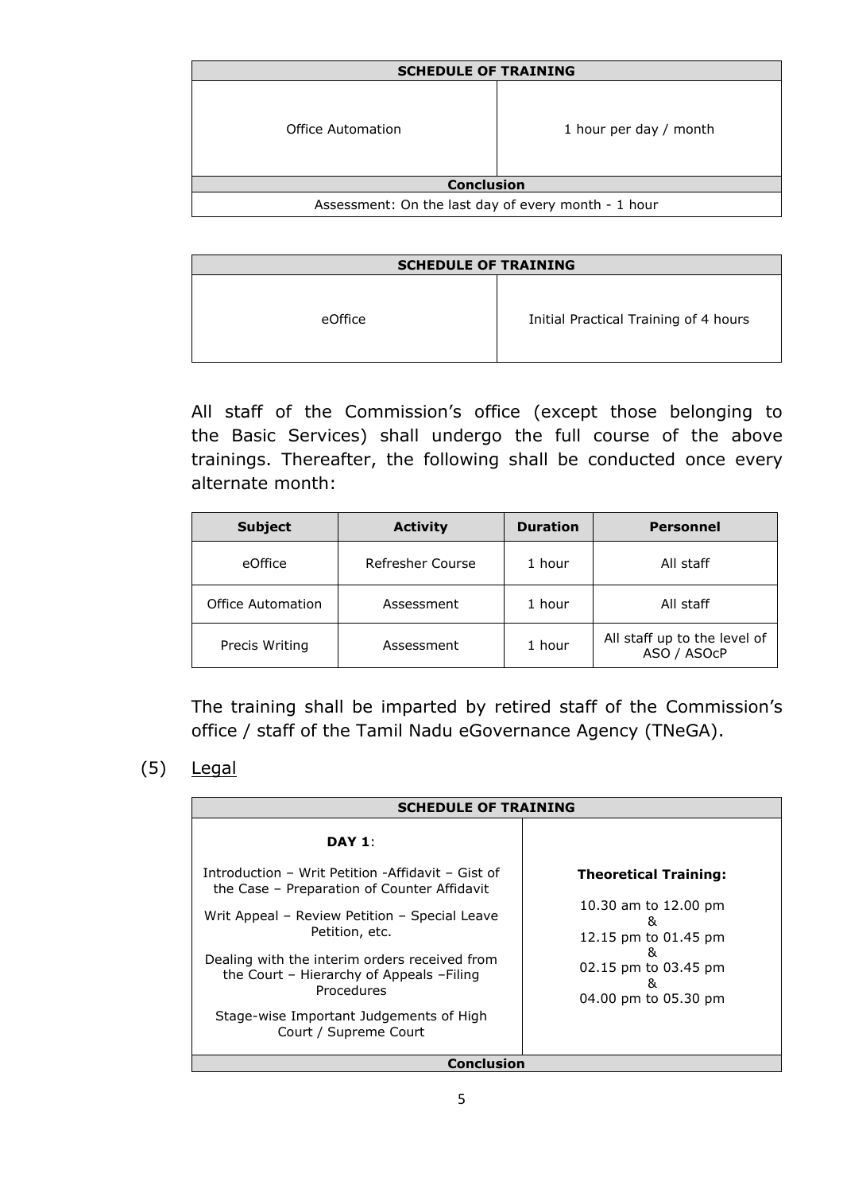| SCHEDULE OF TRAINING | |
|---|---|
| Office Automation | 1 hour per day / month |
| **Conclusion** | |
| Assessment: On the last day of every month - 1 hour | |

| SCHEDULE OF TRAINING | |
|---|---|
| eOffice | Initial Practical Training of 4 hours |

All staff of the Commission's office (except those belonging to the Basic Services) shall undergo the full course of the above trainings. Thereafter, the following shall be conducted once every alternate month:

| Subject | Activity | Duration | Personnel |
|---|---|---|---|
| eOffice | Refresher Course | 1 hour | All staff |
| Office Automation | Assessment | 1 hour | All staff |
| Precis Writing | Assessment | 1 hour | All staff up to the level of ASO / ASOcP |

The training shall be imparted by retired staff of the Commission's office / staff of the Tamil Nadu eGovernance Agency (TNeGA).

(5) Legal

| SCHEDULE OF TRAINING | |
|---|---|
| **DAY 1**:<br><br>Introduction – Writ Petition -Affidavit – Gist of the Case – Preparation of Counter Affidavit<br><br>Writ Appeal – Review Petition – Special Leave Petition, etc.<br><br>Dealing with the interim orders received from the Court – Hierarchy of Appeals –Filing Procedures<br><br>Stage-wise Important Judgements of High Court / Supreme Court | **Theoretical Training:**<br><br>10.30 am to 12.00 pm<br>&<br>12.15 pm to 01.45 pm<br>&<br>02.15 pm to 03.45 pm<br>&<br>04.00 pm to 05.30 pm |
| **Conclusion** | |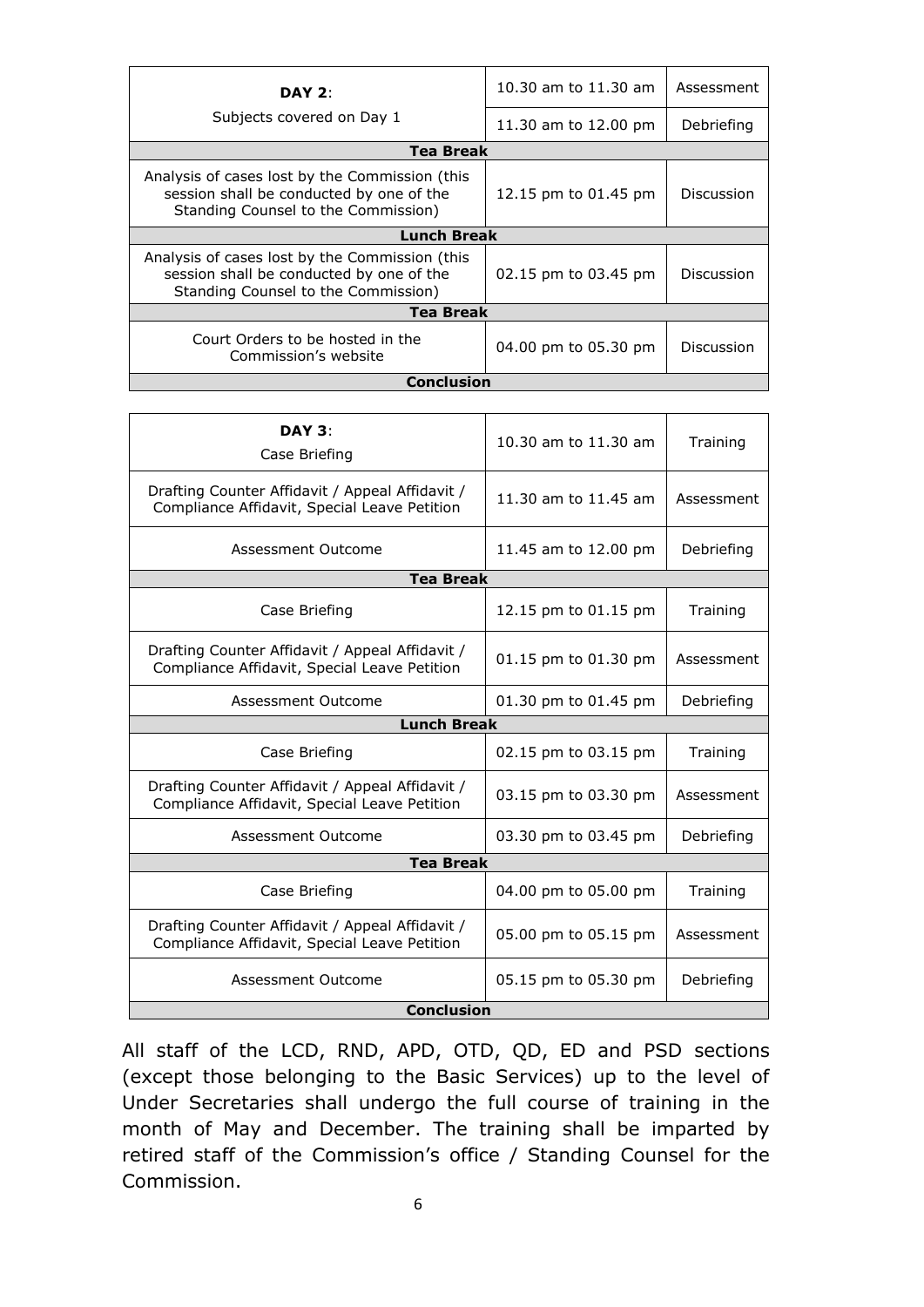| **DAY 2**: Subjects covered on Day 1 | 10.30 am to 11.30 am | Assessment |
|---|---|---|
| | 11.30 am to 12.00 pm | Debriefing |
| **Tea Break** | | |
| Analysis of cases lost by the Commission (this session shall be conducted by one of the Standing Counsel to the Commission) | 12.15 pm to 01.45 pm | Discussion |
| **Lunch Break** | | |
| Analysis of cases lost by the Commission (this session shall be conducted by one of the Standing Counsel to the Commission) | 02.15 pm to 03.45 pm | Discussion |
| **Tea Break** | | |
| Court Orders to be hosted in the Commission's website | 04.00 pm to 05.30 pm | Discussion |
| **Conclusion** | | |

| **DAY 3**: Case Briefing | 10.30 am to 11.30 am | Training |
|---|---|---|
| Drafting Counter Affidavit / Appeal Affidavit / Compliance Affidavit, Special Leave Petition | 11.30 am to 11.45 am | Assessment |
| Assessment Outcome | 11.45 am to 12.00 pm | Debriefing |
| **Tea Break** | | |
| Case Briefing | 12.15 pm to 01.15 pm | Training |
| Drafting Counter Affidavit / Appeal Affidavit / Compliance Affidavit, Special Leave Petition | 01.15 pm to 01.30 pm | Assessment |
| Assessment Outcome | 01.30 pm to 01.45 pm | Debriefing |
| **Lunch Break** | | |
| Case Briefing | 02.15 pm to 03.15 pm | Training |
| Drafting Counter Affidavit / Appeal Affidavit / Compliance Affidavit, Special Leave Petition | 03.15 pm to 03.30 pm | Assessment |
| Assessment Outcome | 03.30 pm to 03.45 pm | Debriefing |
| **Tea Break** | | |
| Case Briefing | 04.00 pm to 05.00 pm | Training |
| Drafting Counter Affidavit / Appeal Affidavit / Compliance Affidavit, Special Leave Petition | 05.00 pm to 05.15 pm | Assessment |
| Assessment Outcome | 05.15 pm to 05.30 pm | Debriefing |
| **Conclusion** | | |

All staff of the LCD, RND, APD, OTD, QD, ED and PSD sections (except those belonging to the Basic Services) up to the level of Under Secretaries shall undergo the full course of training in the month of May and December. The training shall be imparted by retired staff of the Commission's office / Standing Counsel for the Commission.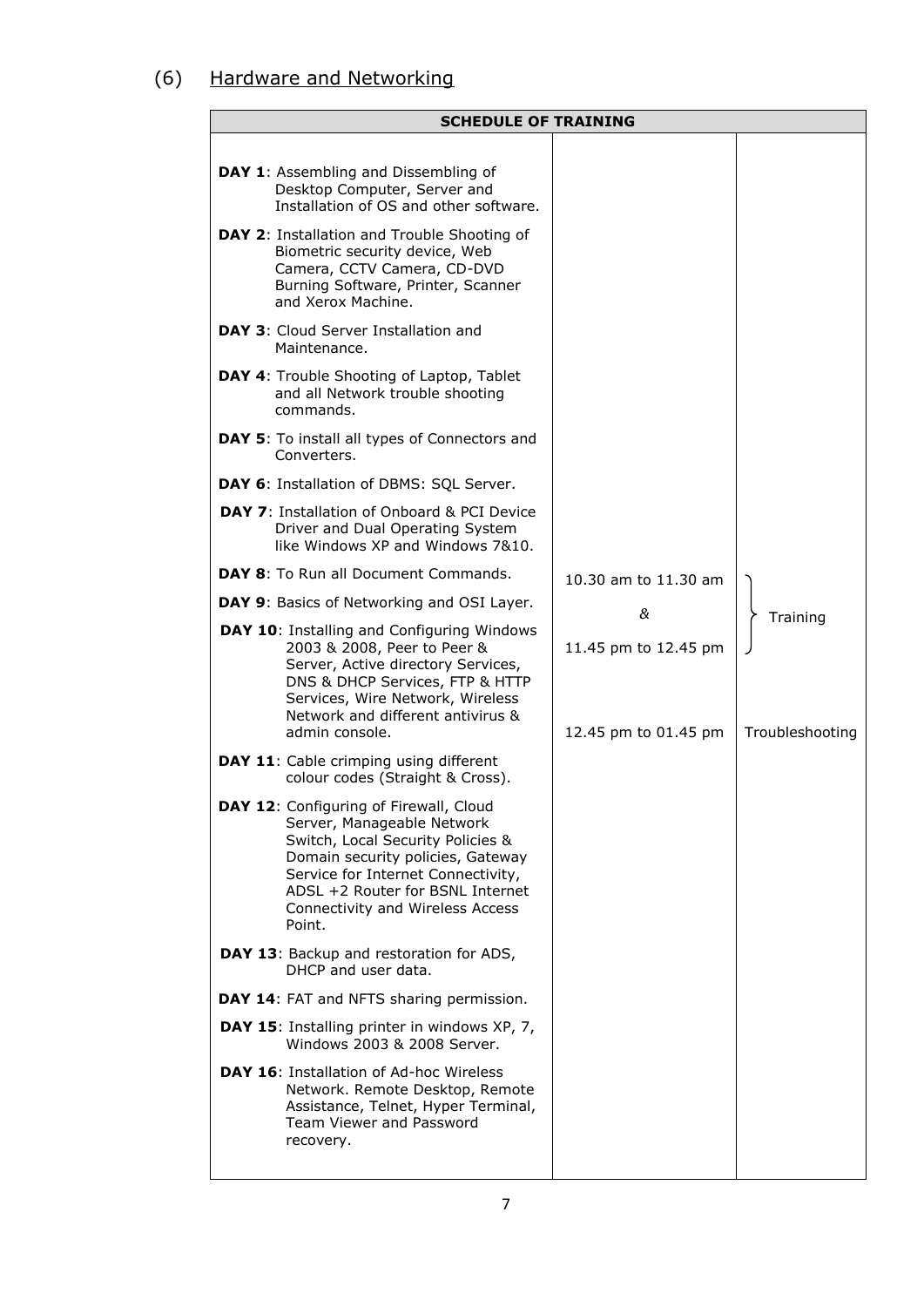## (6) Hardware and Networking

| SCHEDULE OF TRAINING | | |
|---|---|---|
| **DAY 1**: Assembling and Dissembling of Desktop Computer, Server and Installation of OS and other software.<br>**DAY 2**: Installation and Trouble Shooting of Biometric security device, Web Camera, CCTV Camera, CD-DVD Burning Software, Printer, Scanner and Xerox Machine.<br>**DAY 3**: Cloud Server Installation and Maintenance.<br>**DAY 4**: Trouble Shooting of Laptop, Tablet and all Network trouble shooting commands.<br>**DAY 5**: To install all types of Connectors and Converters.<br>**DAY 6**: Installation of DBMS: SQL Server.<br>**DAY 7**: Installation of Onboard & PCI Device Driver and Dual Operating System like Windows XP and Windows 7&10.<br>**DAY 8**: To Run all Document Commands.<br>**DAY 9**: Basics of Networking and OSI Layer.<br>**DAY 10**: Installing and Configuring Windows 2003 & 2008, Peer to Peer & Server, Active directory Services, DNS & DHCP Services, FTP & HTTP Services, Wire Network, Wireless Network and different antivirus & admin console.<br>**DAY 11**: Cable crimping using different colour codes (Straight & Cross).<br>**DAY 12**: Configuring of Firewall, Cloud Server, Manageable Network Switch, Local Security Policies & Domain security policies, Gateway Service for Internet Connectivity, ADSL +2 Router for BSNL Internet Connectivity and Wireless Access Point.<br>**DAY 13**: Backup and restoration for ADS, DHCP and user data.<br>**DAY 14**: FAT and NFTS sharing permission.<br>**DAY 15**: Installing printer in windows XP, 7, Windows 2003 & 2008 Server.<br>**DAY 16**: Installation of Ad-hoc Wireless Network. Remote Desktop, Remote Assistance, Telnet, Hyper Terminal, Team Viewer and Password recovery. | 10.30 am to 11.30 am<br>&<br>11.45 pm to 12.45 pm<br><br>12.45 pm to 01.45 pm | Training<br><br><br>Troubleshooting |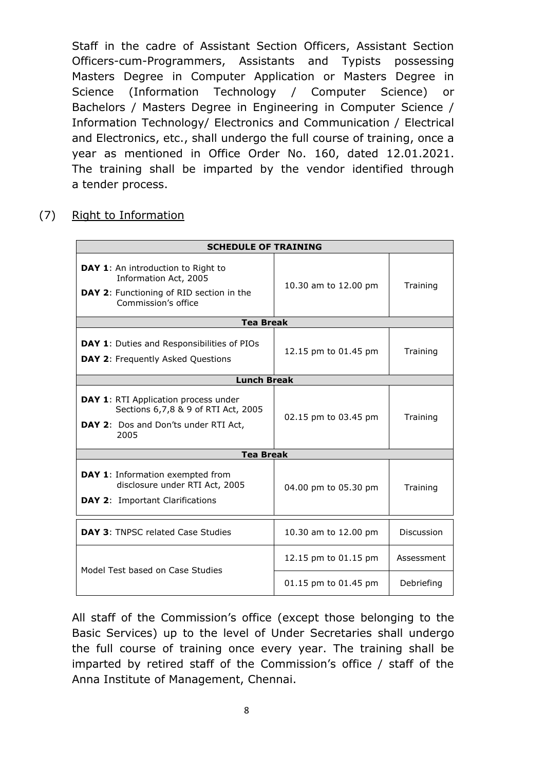Staff in the cadre of Assistant Section Officers, Assistant Section Officers-cum-Programmers, Assistants and Typists possessing Masters Degree in Computer Application or Masters Degree in Science (Information Technology / Computer Science) or Bachelors / Masters Degree in Engineering in Computer Science / Information Technology/ Electronics and Communication / Electrical and Electronics, etc., shall undergo the full course of training, once a year as mentioned in Office Order No. 160, dated 12.01.2021. The training shall be imparted by the vendor identified through a tender process.

(7) Right to Information

| SCHEDULE OF TRAINING | | |
|---|---|---|
| **DAY 1**: An introduction to Right to Information Act, 2005<br>**DAY 2**: Functioning of RID section in the Commission's office | 10.30 am to 12.00 pm | Training |
| **Tea Break** | | |
| **DAY 1**: Duties and Responsibilities of PIOs<br>**DAY 2**: Frequently Asked Questions | 12.15 pm to 01.45 pm | Training |
| **Lunch Break** | | |
| **DAY 1**: RTI Application process under Sections 6,7,8 & 9 of RTI Act, 2005<br>**DAY 2**: Dos and Don'ts under RTI Act, 2005 | 02.15 pm to 03.45 pm | Training |
| **Tea Break** | | |
| **DAY 1**: Information exempted from disclosure under RTI Act, 2005<br>**DAY 2**: Important Clarifications | 04.00 pm to 05.30 pm | Training |
| **DAY 3**: TNPSC related Case Studies | 10.30 am to 12.00 pm | Discussion |
| Model Test based on Case Studies | 12.15 pm to 01.15 pm | Assessment |
| | 01.15 pm to 01.45 pm | Debriefing |

All staff of the Commission's office (except those belonging to the Basic Services) up to the level of Under Secretaries shall undergo the full course of training once every year. The training shall be imparted by retired staff of the Commission's office / staff of the Anna Institute of Management, Chennai.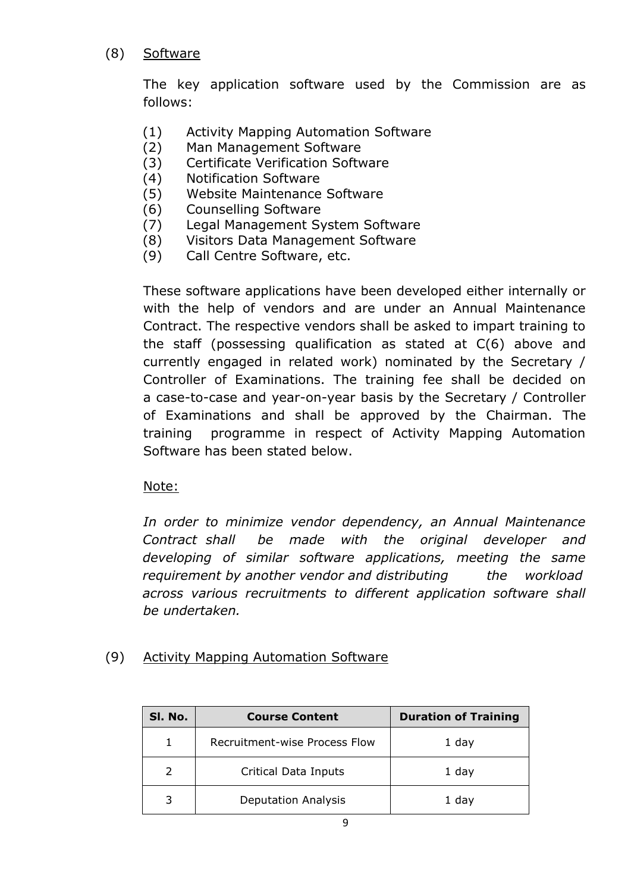(8) Software

The key application software used by the Commission are as follows:

(1) Activity Mapping Automation Software
(2) Man Management Software
(3) Certificate Verification Software
(4) Notification Software
(5) Website Maintenance Software
(6) Counselling Software
(7) Legal Management System Software
(8) Visitors Data Management Software
(9) Call Centre Software, etc.

These software applications have been developed either internally or with the help of vendors and are under an Annual Maintenance Contract. The respective vendors shall be asked to impart training to the staff (possessing qualification as stated at C(6) above and currently engaged in related work) nominated by the Secretary / Controller of Examinations. The training fee shall be decided on a case-to-case and year-on-year basis by the Secretary / Controller of Examinations and shall be approved by the Chairman. The training programme in respect of Activity Mapping Automation Software has been stated below.

Note:

*In order to minimize vendor dependency, an Annual Maintenance Contract shall be made with the original developer and developing of similar software applications, meeting the same requirement by another vendor and distributing the workload across various recruitments to different application software shall be undertaken.*

(9) Activity Mapping Automation Software

| Sl. No. | Course Content | Duration of Training |
|---|---|---|
| 1 | Recruitment-wise Process Flow | 1 day |
| 2 | Critical Data Inputs | 1 day |
| 3 | Deputation Analysis | 1 day |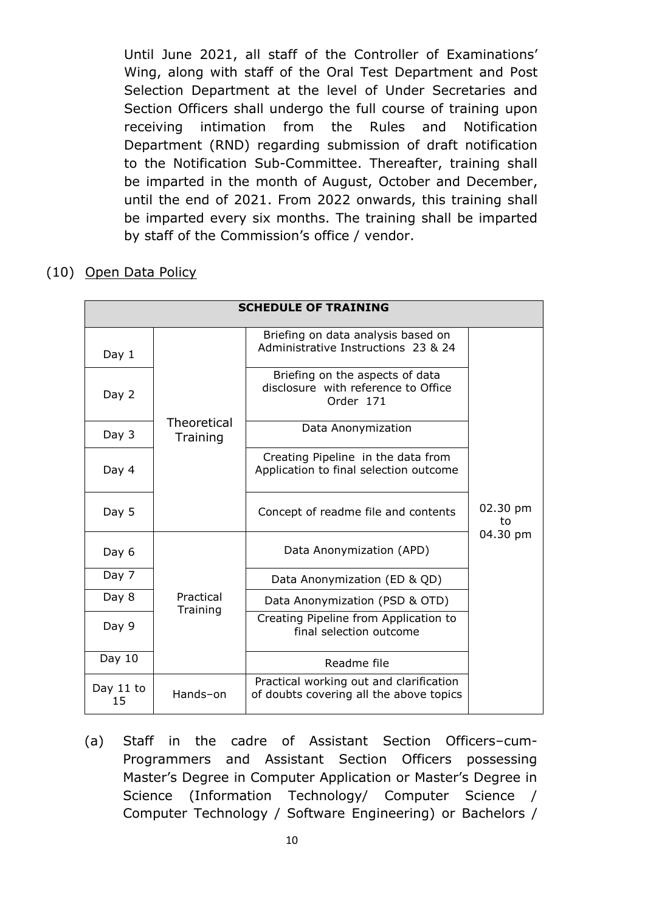Until June 2021, all staff of the Controller of Examinations' Wing, along with staff of the Oral Test Department and Post Selection Department at the level of Under Secretaries and Section Officers shall undergo the full course of training upon receiving intimation from the Rules and Notification Department (RND) regarding submission of draft notification to the Notification Sub-Committee. Thereafter, training shall be imparted in the month of August, October and December, until the end of 2021. From 2022 onwards, this training shall be imparted every six months. The training shall be imparted by staff of the Commission's office / vendor.

(10) Open Data Policy

| **SCHEDULE OF TRAINING** | | | |
|---|---|---|---|
| Day 1 | Theoretical Training | Briefing on data analysis based on Administrative Instructions 23 & 24 | 02.30 pm to 04.30 pm |
| Day 2 | | Briefing on the aspects of data disclosure with reference to Office Order 171 | |
| Day 3 | | Data Anonymization | |
| Day 4 | | Creating Pipeline in the data from Application to final selection outcome | |
| Day 5 | | Concept of readme file and contents | |
| Day 6 | Practical Training | Data Anonymization (APD) | |
| Day 7 | | Data Anonymization (ED & QD) | |
| Day 8 | | Data Anonymization (PSD & OTD) | |
| Day 9 | | Creating Pipeline from Application to final selection outcome | |
| Day 10 | | Readme file | |
| Day 11 to 15 | Hands–on | Practical working out and clarification of doubts covering all the above topics | |

(a) Staff in the cadre of Assistant Section Officers–cum-Programmers and Assistant Section Officers possessing Master's Degree in Computer Application or Master's Degree in Science (Information Technology/ Computer Science / Computer Technology / Software Engineering) or Bachelors /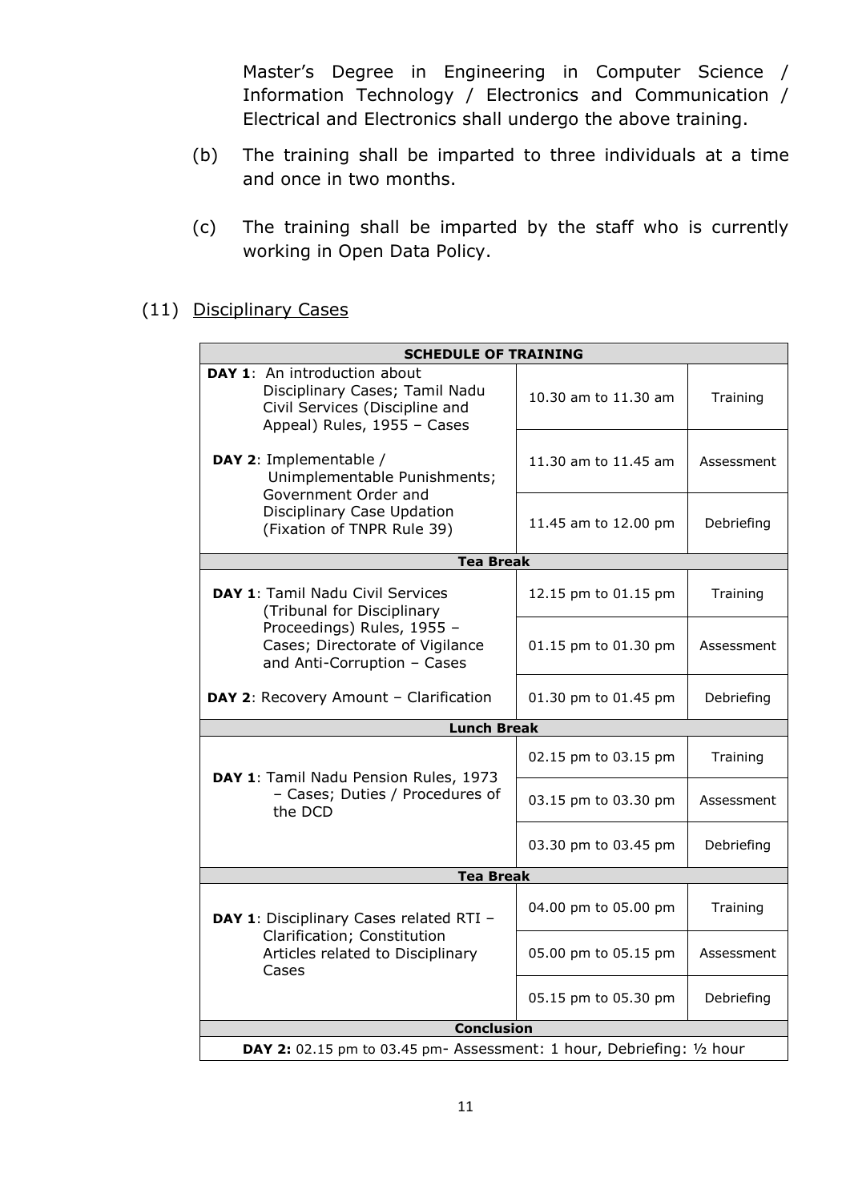Master's Degree in Engineering in Computer Science / Information Technology / Electronics and Communication / Electrical and Electronics shall undergo the above training.

(b) The training shall be imparted to three individuals at a time and once in two months.

(c) The training shall be imparted by the staff who is currently working in Open Data Policy.

(11) Disciplinary Cases

| SCHEDULE OF TRAINING | | |
|---|---|---|
| **DAY 1**: An introduction about Disciplinary Cases; Tamil Nadu Civil Services (Discipline and Appeal) Rules, 1955 – Cases<br>**DAY 2**: Implementable / Unimplementable Punishments; Government Order and Disciplinary Case Updation (Fixation of TNPR Rule 39) | 10.30 am to 11.30 am | Training |
| | 11.30 am to 11.45 am | Assessment |
| | 11.45 am to 12.00 pm | Debriefing |
| **Tea Break** | | |
| **DAY 1**: Tamil Nadu Civil Services (Tribunal for Disciplinary Proceedings) Rules, 1955 – Cases; Directorate of Vigilance and Anti-Corruption – Cases<br>**DAY 2**: Recovery Amount – Clarification | 12.15 pm to 01.15 pm | Training |
| | 01.15 pm to 01.30 pm | Assessment |
| | 01.30 pm to 01.45 pm | Debriefing |
| **Lunch Break** | | |
| **DAY 1**: Tamil Nadu Pension Rules, 1973 – Cases; Duties / Procedures of the DCD | 02.15 pm to 03.15 pm | Training |
| | 03.15 pm to 03.30 pm | Assessment |
| | 03.30 pm to 03.45 pm | Debriefing |
| **Tea Break** | | |
| **DAY 1**: Disciplinary Cases related RTI – Clarification; Constitution Articles related to Disciplinary Cases | 04.00 pm to 05.00 pm | Training |
| | 05.00 pm to 05.15 pm | Assessment |
| | 05.15 pm to 05.30 pm | Debriefing |
| **Conclusion** | | |
| **DAY 2:** 02.15 pm to 03.45 pm- Assessment: 1 hour, Debriefing: ½ hour | | |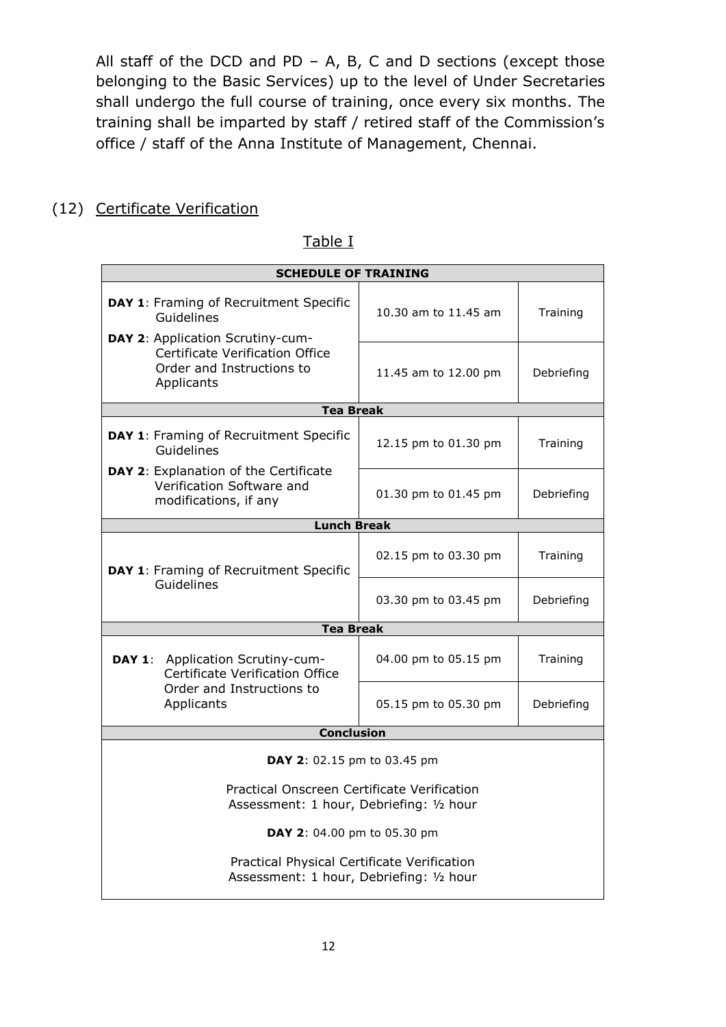All staff of the DCD and PD – A, B, C and D sections (except those belonging to the Basic Services) up to the level of Under Secretaries shall undergo the full course of training, once every six months. The training shall be imparted by staff / retired staff of the Commission's office / staff of the Anna Institute of Management, Chennai.

(12) Certificate Verification

Table I

| SCHEDULE OF TRAINING | | |
|---|---|---|
| **DAY 1**: Framing of Recruitment Specific Guidelines<br>**DAY 2**: Application Scrutiny-cum-Certificate Verification Office Order and Instructions to Applicants | 10.30 am to 11.45 am | Training |
| | 11.45 am to 12.00 pm | Debriefing |
| **Tea Break** | | |
| **DAY 1**: Framing of Recruitment Specific Guidelines<br>**DAY 2**: Explanation of the Certificate Verification Software and modifications, if any | 12.15 pm to 01.30 pm | Training |
| | 01.30 pm to 01.45 pm | Debriefing |
| **Lunch Break** | | |
| **DAY 1**: Framing of Recruitment Specific Guidelines | 02.15 pm to 03.30 pm | Training |
| | 03.30 pm to 03.45 pm | Debriefing |
| **Tea Break** | | |
| **DAY 1**: Application Scrutiny-cum-Certificate Verification Office Order and Instructions to Applicants | 04.00 pm to 05.15 pm | Training |
| | 05.15 pm to 05.30 pm | Debriefing |
| **Conclusion** | | |
| **DAY 2**: 02.15 pm to 03.45 pm<br>Practical Onscreen Certificate Verification<br>Assessment: 1 hour, Debriefing: ½ hour<br>**DAY 2**: 04.00 pm to 05.30 pm<br>Practical Physical Certificate Verification<br>Assessment: 1 hour, Debriefing: ½ hour | | |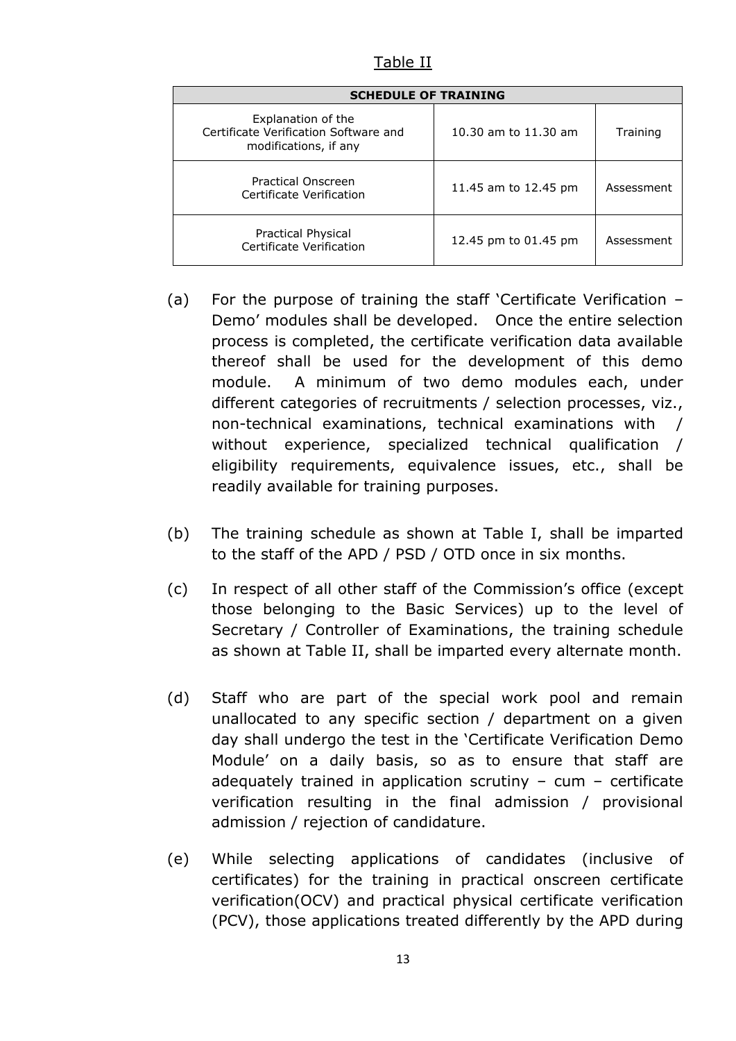Table II

| SCHEDULE OF TRAINING | | |
|---|---|---|
| Explanation of the Certificate Verification Software and modifications, if any | 10.30 am to 11.30 am | Training |
| Practical Onscreen Certificate Verification | 11.45 am to 12.45 pm | Assessment |
| Practical Physical Certificate Verification | 12.45 pm to 01.45 pm | Assessment |

(a) For the purpose of training the staff 'Certificate Verification – Demo' modules shall be developed. Once the entire selection process is completed, the certificate verification data available thereof shall be used for the development of this demo module. A minimum of two demo modules each, under different categories of recruitments / selection processes, viz., non-technical examinations, technical examinations with / without experience, specialized technical qualification / eligibility requirements, equivalence issues, etc., shall be readily available for training purposes.

(b) The training schedule as shown at Table I, shall be imparted to the staff of the APD / PSD / OTD once in six months.

(c) In respect of all other staff of the Commission's office (except those belonging to the Basic Services) up to the level of Secretary / Controller of Examinations, the training schedule as shown at Table II, shall be imparted every alternate month.

(d) Staff who are part of the special work pool and remain unallocated to any specific section / department on a given day shall undergo the test in the 'Certificate Verification Demo Module' on a daily basis, so as to ensure that staff are adequately trained in application scrutiny – cum – certificate verification resulting in the final admission / provisional admission / rejection of candidature.

(e) While selecting applications of candidates (inclusive of certificates) for the training in practical onscreen certificate verification(OCV) and practical physical certificate verification (PCV), those applications treated differently by the APD during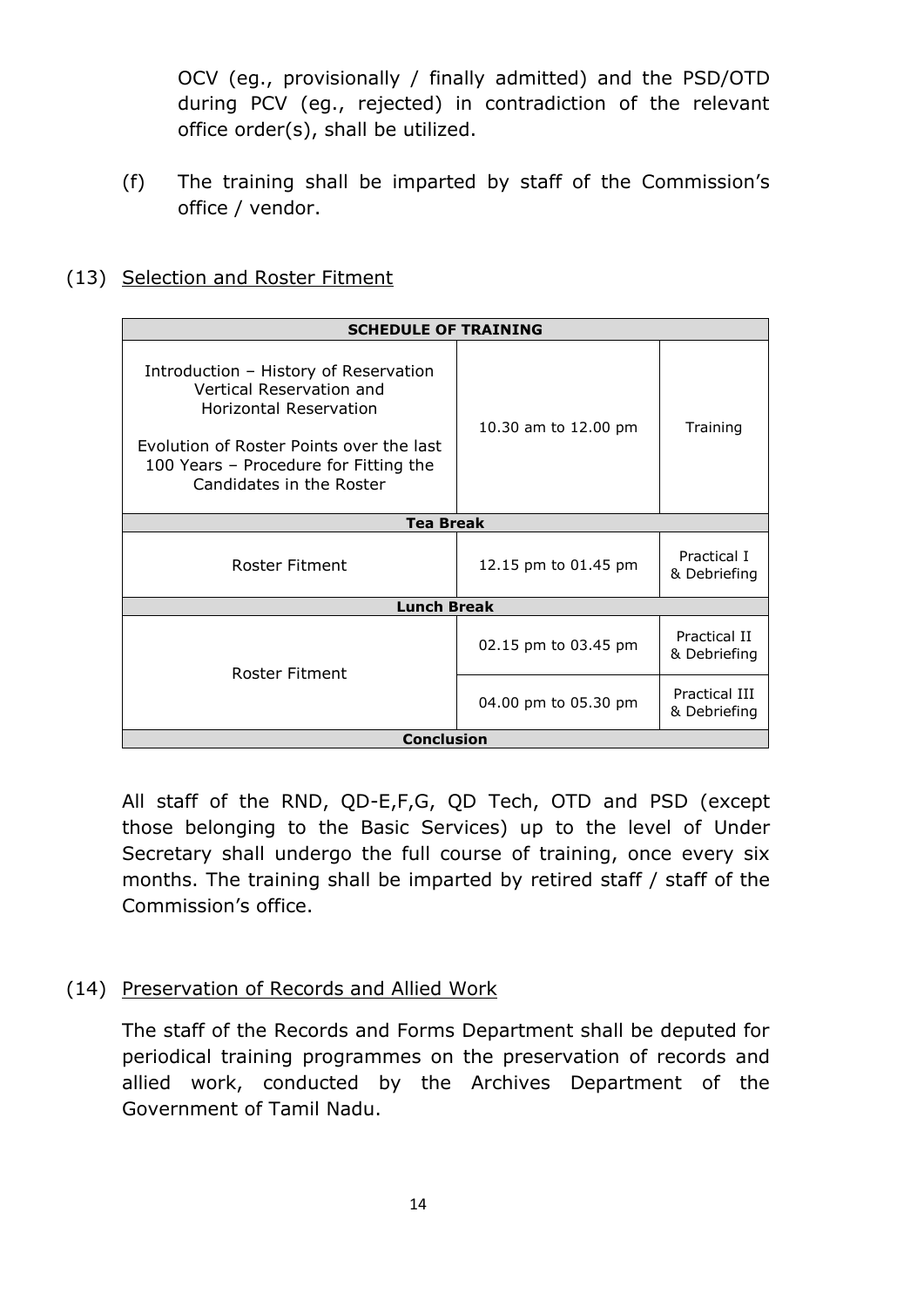OCV (eg., provisionally / finally admitted) and the PSD/OTD during PCV (eg., rejected) in contradiction of the relevant office order(s), shall be utilized.

(f) The training shall be imparted by staff of the Commission's office / vendor.

(13) Selection and Roster Fitment

| SCHEDULE OF TRAINING | | |
|---|---|---|
| Introduction – History of Reservation Vertical Reservation and Horizontal Reservation<br><br>Evolution of Roster Points over the last 100 Years – Procedure for Fitting the Candidates in the Roster | 10.30 am to 12.00 pm | Training |
| **Tea Break** | | |
| Roster Fitment | 12.15 pm to 01.45 pm | Practical I & Debriefing |
| **Lunch Break** | | |
| Roster Fitment | 02.15 pm to 03.45 pm | Practical II & Debriefing |
| | 04.00 pm to 05.30 pm | Practical III & Debriefing |
| **Conclusion** | | |

All staff of the RND, QD-E,F,G, QD Tech, OTD and PSD (except those belonging to the Basic Services) up to the level of Under Secretary shall undergo the full course of training, once every six months. The training shall be imparted by retired staff / staff of the Commission's office.

(14) Preservation of Records and Allied Work

The staff of the Records and Forms Department shall be deputed for periodical training programmes on the preservation of records and allied work, conducted by the Archives Department of the Government of Tamil Nadu.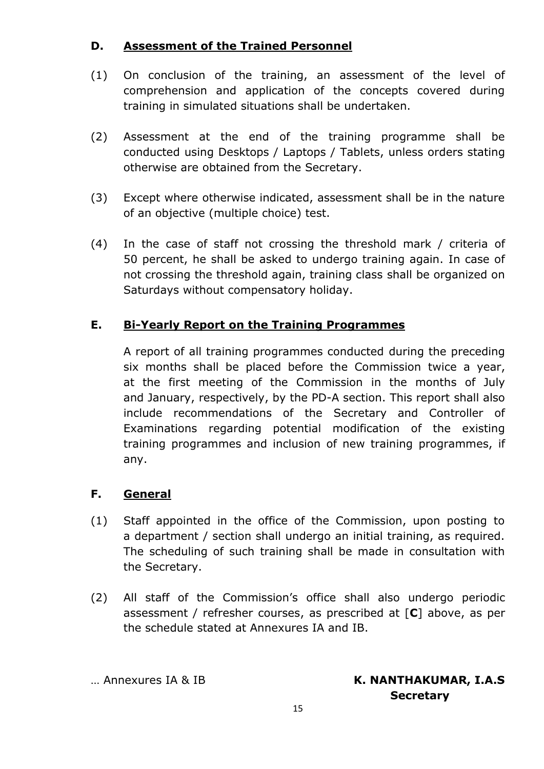## D. Assessment of the Trained Personnel

(1) On conclusion of the training, an assessment of the level of comprehension and application of the concepts covered during training in simulated situations shall be undertaken.

(2) Assessment at the end of the training programme shall be conducted using Desktops / Laptops / Tablets, unless orders stating otherwise are obtained from the Secretary.

(3) Except where otherwise indicated, assessment shall be in the nature of an objective (multiple choice) test.

(4) In the case of staff not crossing the threshold mark / criteria of 50 percent, he shall be asked to undergo training again. In case of not crossing the threshold again, training class shall be organized on Saturdays without compensatory holiday.

## E. Bi-Yearly Report on the Training Programmes

A report of all training programmes conducted during the preceding six months shall be placed before the Commission twice a year, at the first meeting of the Commission in the months of July and January, respectively, by the PD-A section. This report shall also include recommendations of the Secretary and Controller of Examinations regarding potential modification of the existing training programmes and inclusion of new training programmes, if any.

## F. General

(1) Staff appointed in the office of the Commission, upon posting to a department / section shall undergo an initial training, as required. The scheduling of such training shall be made in consultation with the Secretary.

(2) All staff of the Commission's office shall also undergo periodic assessment / refresher courses, as prescribed at [**C**] above, as per the schedule stated at Annexures IA and IB.

… Annexures IA & IB

**K. NANTHAKUMAR, I.A.S**
**Secretary**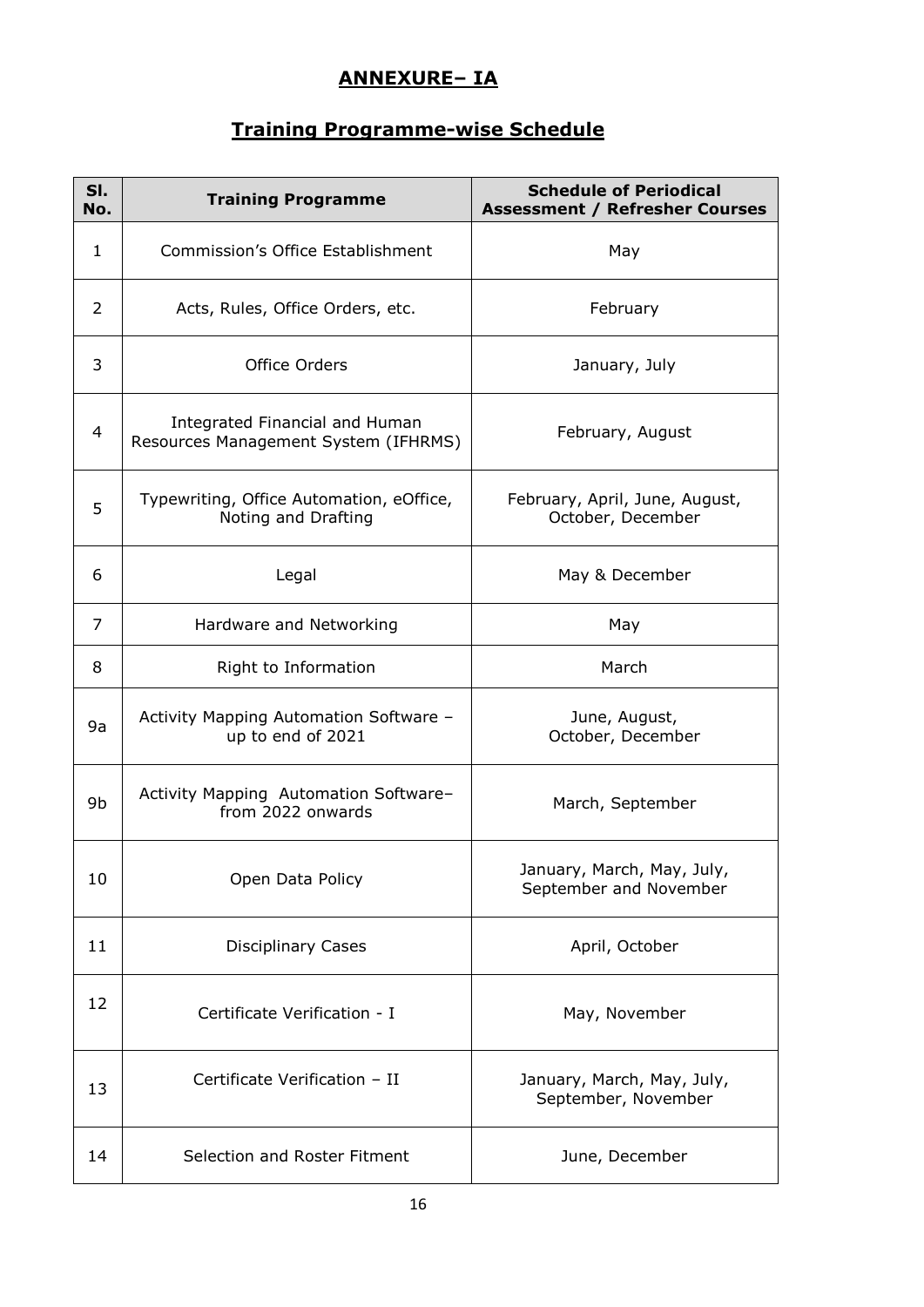## ANNEXURE– IA

## Training Programme-wise Schedule

| Sl. No. | Training Programme | Schedule of Periodical Assessment / Refresher Courses |
|---|---|---|
| 1 | Commission's Office Establishment | May |
| 2 | Acts, Rules, Office Orders, etc. | February |
| 3 | Office Orders | January, July |
| 4 | Integrated Financial and Human Resources Management System (IFHRMS) | February, August |
| 5 | Typewriting, Office Automation, eOffice, Noting and Drafting | February, April, June, August, October, December |
| 6 | Legal | May & December |
| 7 | Hardware and Networking | May |
| 8 | Right to Information | March |
| 9a | Activity Mapping Automation Software – up to end of 2021 | June, August, October, December |
| 9b | Activity Mapping Automation Software– from 2022 onwards | March, September |
| 10 | Open Data Policy | January, March, May, July, September and November |
| 11 | Disciplinary Cases | April, October |
| 12 | Certificate Verification - I | May, November |
| 13 | Certificate Verification – II | January, March, May, July, September, November |
| 14 | Selection and Roster Fitment | June, December |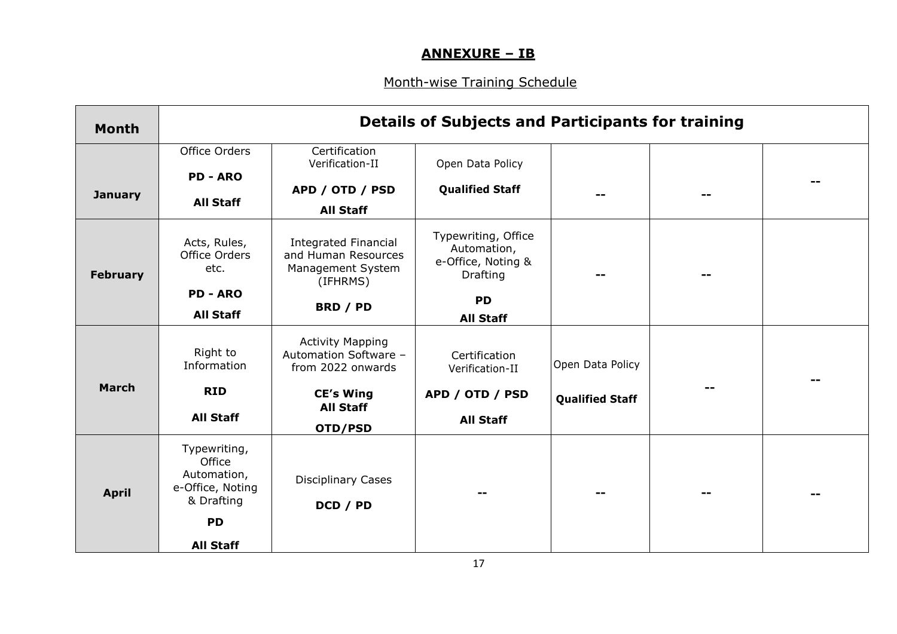# ANNEXURE – IB

## Month-wise Training Schedule

| Month | Details of Subjects and Participants for training | | | | | |
|---|---|---|---|---|---|---|
| **January** | Office Orders<br>**PD - ARO**<br>**All Staff** | Certification Verification-II<br>**APD / OTD / PSD**<br>**All Staff** | Open Data Policy<br>**Qualified Staff** | -- | -- | -- |
| **February** | Acts, Rules, Office Orders etc.<br>**PD - ARO**<br>**All Staff** | Integrated Financial and Human Resources Management System (IFHRMS)<br>**BRD / PD** | Typewriting, Office Automation, e-Office, Noting & Drafting<br>**PD**<br>**All Staff** | -- | -- | |
| **March** | Right to Information<br>**RID**<br>**All Staff** | Activity Mapping Automation Software – from 2022 onwards<br>**CE's Wing**<br>**All Staff**<br>**OTD/PSD** | Certification Verification-II<br>**APD / OTD / PSD**<br>**All Staff** | Open Data Policy<br>**Qualified Staff** | -- | -- |
| **April** | Typewriting, Office Automation, e-Office, Noting & Drafting<br>**PD**<br>**All Staff** | Disciplinary Cases<br>**DCD / PD** | -- | -- | -- | -- |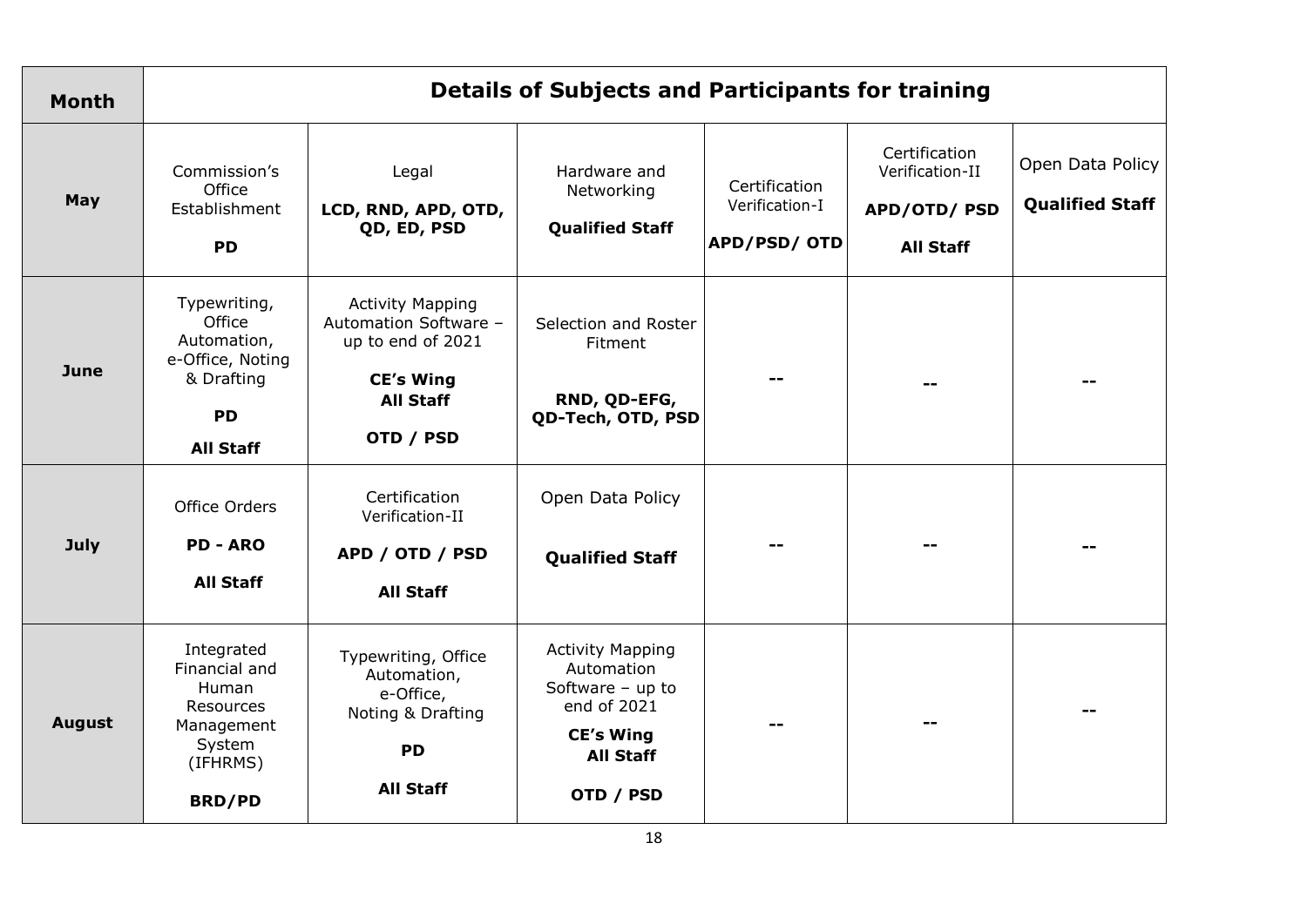| Month | Details of Subjects and Participants for training | | | | | |
|---|---|---|---|---|---|---|
| **May** | Commission's Office Establishment<br><br>**PD** | Legal<br><br>**LCD, RND, APD, OTD, QD, ED, PSD** | Hardware and Networking<br><br>**Qualified Staff** | Certification Verification-I<br><br>**APD/PSD/ OTD** | Certification Verification-II<br><br>**APD/OTD/ PSD**<br><br>**All Staff** | Open Data Policy<br><br>**Qualified Staff** |
| **June** | Typewriting, Office Automation, e-Office, Noting & Drafting<br><br>**PD**<br><br>**All Staff** | Activity Mapping Automation Software – up to end of 2021<br><br>**CE's Wing**<br>**All Staff**<br><br>**OTD / PSD** | Selection and Roster Fitment<br><br>**RND, QD-EFG, QD-Tech, OTD, PSD** | -- | -- | -- |
| **July** | Office Orders<br><br>**PD - ARO**<br><br>**All Staff** | Certification Verification-II<br><br>**APD / OTD / PSD**<br><br>**All Staff** | Open Data Policy<br><br>**Qualified Staff** | -- | -- | -- |
| **August** | Integrated Financial and Human Resources Management System (IFHRMS)<br><br>**BRD/PD** | Typewriting, Office Automation, e-Office, Noting & Drafting<br><br>**PD**<br><br>**All Staff** | Activity Mapping Automation Software – up to end of 2021<br><br>**CE's Wing**<br>**All Staff**<br><br>**OTD / PSD** | -- | -- | -- |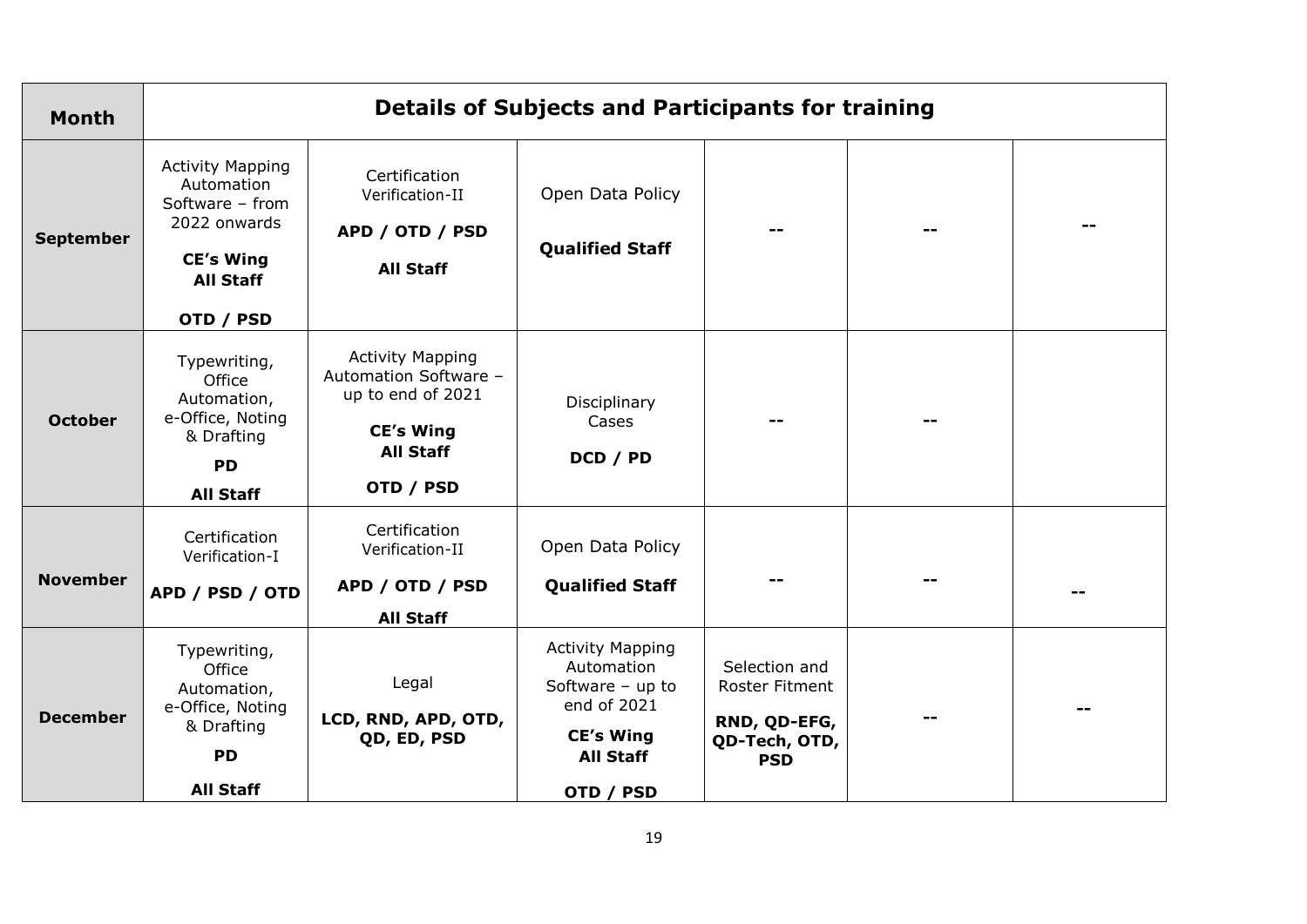| Month | Details of Subjects and Participants for training | | | | | |
|---|---|---|---|---|---|---|
| **September** | Activity Mapping Automation Software – from 2022 onwards<br>**CE's Wing All Staff**<br>**OTD / PSD** | Certification Verification-II<br>**APD / OTD / PSD**<br>**All Staff** | Open Data Policy<br>**Qualified Staff** | -- | -- | -- |
| **October** | Typewriting, Office Automation, e-Office, Noting & Drafting<br>**PD**<br>**All Staff** | Activity Mapping Automation Software – up to end of 2021<br>**CE's Wing All Staff**<br>**OTD / PSD** | Disciplinary Cases<br>**DCD / PD** | -- | -- | |
| **November** | Certification Verification-I<br>**APD / PSD / OTD** | Certification Verification-II<br>**APD / OTD / PSD**<br>**All Staff** | Open Data Policy<br>**Qualified Staff** | -- | -- | -- |
| **December** | Typewriting, Office Automation, e-Office, Noting & Drafting<br>**PD**<br>**All Staff** | Legal<br>**LCD, RND, APD, OTD, QD, ED, PSD** | Activity Mapping Automation Software – up to end of 2021<br>**CE's Wing All Staff**<br>**OTD / PSD** | Selection and Roster Fitment<br>**RND, QD-EFG, QD-Tech, OTD, PSD** | -- | -- |